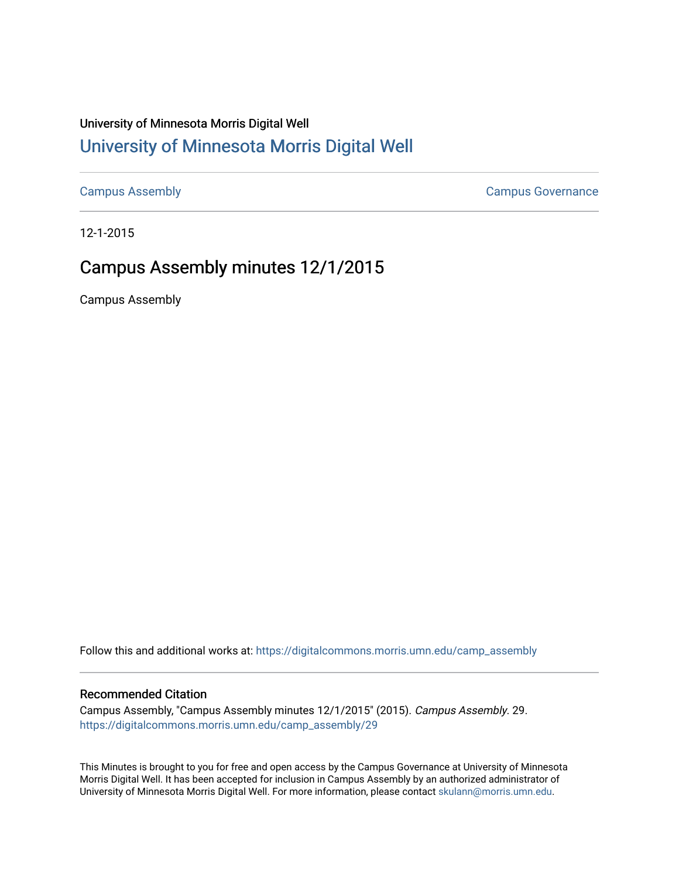University of Minnesota Morris Digital Well

# University of Minnesota Morris Digital Well

Campus Assembly | Campus Governance

12-1-2015

## Campus Assembly minutes 12/1/2015

Campus Assembly

Follow this and additional works at: https://digitalcommons.morris.umn.edu/camp_assembly

### Recommended Citation

Campus Assembly, "Campus Assembly minutes 12/1/2015" (2015). *Campus Assembly*. 29.
https://digitalcommons.morris.umn.edu/camp_assembly/29

This Minutes is brought to you for free and open access by the Campus Governance at University of Minnesota Morris Digital Well. It has been accepted for inclusion in Campus Assembly by an authorized administrator of University of Minnesota Morris Digital Well. For more information, please contact skulann@morris.umn.edu.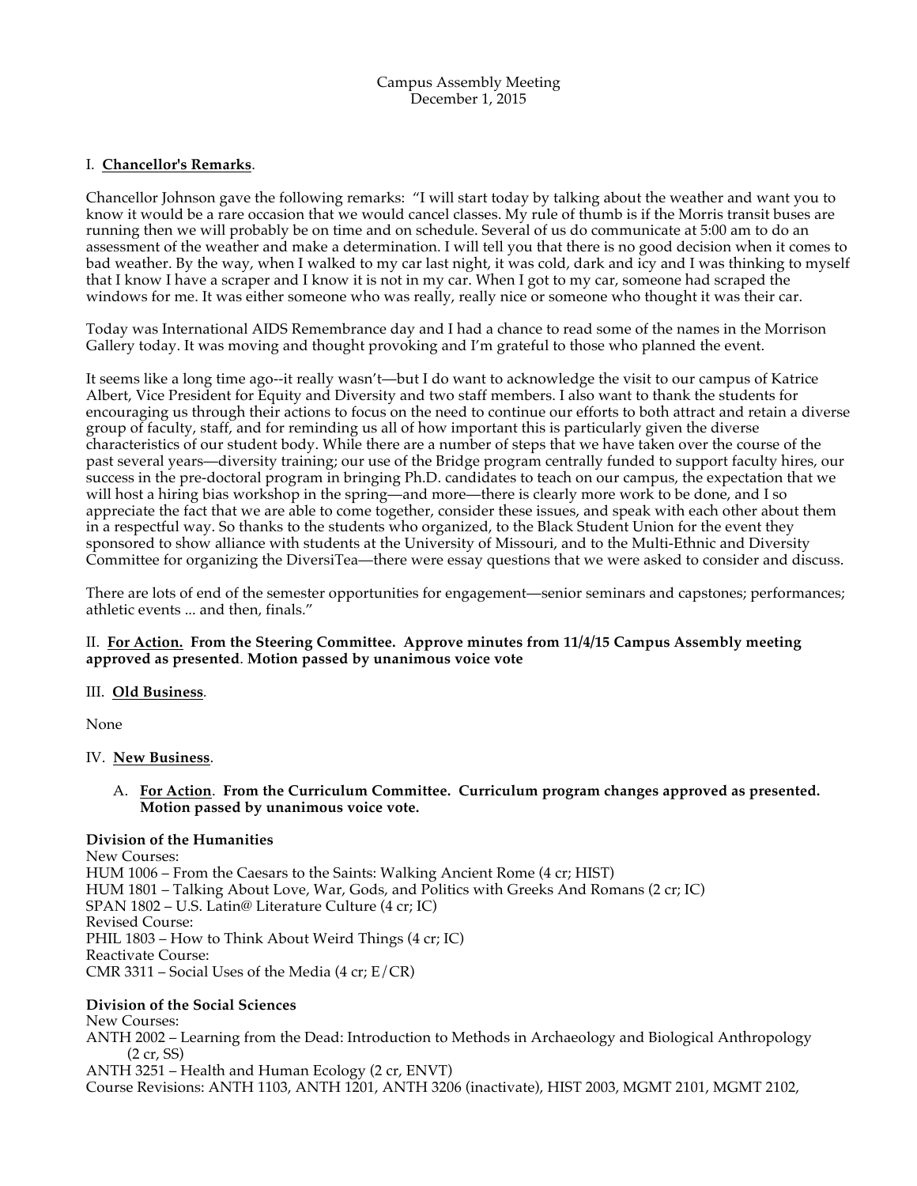Campus Assembly Meeting
December 1, 2015

## I. **Chancellor's Remarks**.

Chancellor Johnson gave the following remarks: "I will start today by talking about the weather and want you to know it would be a rare occasion that we would cancel classes. My rule of thumb is if the Morris transit buses are running then we will probably be on time and on schedule. Several of us do communicate at 5:00 am to do an assessment of the weather and make a determination. I will tell you that there is no good decision when it comes to bad weather. By the way, when I walked to my car last night, it was cold, dark and icy and I was thinking to myself that I know I have a scraper and I know it is not in my car. When I got to my car, someone had scraped the windows for me. It was either someone who was really, really nice or someone who thought it was their car.

Today was International AIDS Remembrance day and I had a chance to read some of the names in the Morrison Gallery today. It was moving and thought provoking and I'm grateful to those who planned the event.

It seems like a long time ago--it really wasn't—but I do want to acknowledge the visit to our campus of Katrice Albert, Vice President for Equity and Diversity and two staff members. I also want to thank the students for encouraging us through their actions to focus on the need to continue our efforts to both attract and retain a diverse group of faculty, staff, and for reminding us all of how important this is particularly given the diverse characteristics of our student body. While there are a number of steps that we have taken over the course of the past several years—diversity training; our use of the Bridge program centrally funded to support faculty hires, our success in the pre-doctoral program in bringing Ph.D. candidates to teach on our campus, the expectation that we will host a hiring bias workshop in the spring—and more—there is clearly more work to be done, and I so appreciate the fact that we are able to come together, consider these issues, and speak with each other about them in a respectful way. So thanks to the students who organized, to the Black Student Union for the event they sponsored to show alliance with students at the University of Missouri, and to the Multi-Ethnic and Diversity Committee for organizing the DiversiTea—there were essay questions that we were asked to consider and discuss.

There are lots of end of the semester opportunities for engagement—senior seminars and capstones; performances; athletic events ... and then, finals."

## II. **For Action. From the Steering Committee. Approve minutes from 11/4/15 Campus Assembly meeting approved as presented. Motion passed by unanimous voice vote**

## III. **Old Business**.

None

## IV. **New Business**.

A. **For Action. From the Curriculum Committee. Curriculum program changes approved as presented. Motion passed by unanimous voice vote.**

**Division of the Humanities**
New Courses:
HUM 1006 – From the Caesars to the Saints: Walking Ancient Rome (4 cr; HIST)
HUM 1801 – Talking About Love, War, Gods, and Politics with Greeks And Romans (2 cr; IC)
SPAN 1802 – U.S. Latin@ Literature Culture (4 cr; IC)
Revised Course:
PHIL 1803 – How to Think About Weird Things (4 cr; IC)
Reactivate Course:
CMR 3311 – Social Uses of the Media (4 cr; E/CR)

**Division of the Social Sciences**
New Courses:
ANTH 2002 – Learning from the Dead: Introduction to Methods in Archaeology and Biological Anthropology (2 cr, SS)
ANTH 3251 – Health and Human Ecology (2 cr, ENVT)
Course Revisions: ANTH 1103, ANTH 1201, ANTH 3206 (inactivate), HIST 2003, MGMT 2101, MGMT 2102,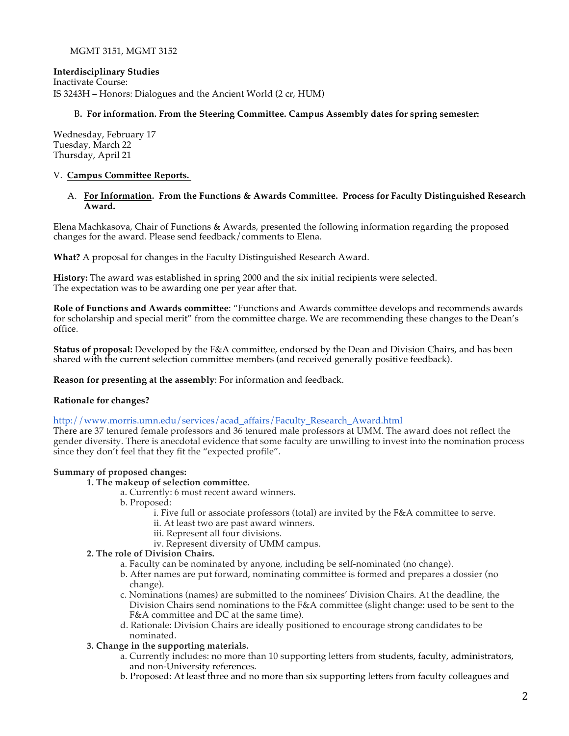MGMT 3151, MGMT 3152

**Interdisciplinary Studies**
Inactivate Course:
IS 3243H – Honors: Dialogues and the Ancient World (2 cr, HUM)

B**. For information. From the Steering Committee. Campus Assembly dates for spring semester:**

Wednesday, February 17
Tuesday, March 22
Thursday, April 21

V. **Campus Committee Reports.**

A. **For Information. From the Functions & Awards Committee. Process for Faculty Distinguished Research Award.**

Elena Machkasova, Chair of Functions & Awards, presented the following information regarding the proposed changes for the award. Please send feedback/comments to Elena.

**What?** A proposal for changes in the Faculty Distinguished Research Award.

**History:** The award was established in spring 2000 and the six initial recipients were selected. The expectation was to be awarding one per year after that.

**Role of Functions and Awards committee**: "Functions and Awards committee develops and recommends awards for scholarship and special merit" from the committee charge. We are recommending these changes to the Dean's office.

**Status of proposal:** Developed by the F&A committee, endorsed by the Dean and Division Chairs, and has been shared with the current selection committee members (and received generally positive feedback).

**Reason for presenting at the assembly**: For information and feedback.

**Rationale for changes?**

http://www.morris.umn.edu/services/acad_affairs/Faculty_Research_Award.html
There are 37 tenured female professors and 36 tenured male professors at UMM. The award does not reflect the gender diversity. There is anecdotal evidence that some faculty are unwilling to invest into the nomination process since they don't feel that they fit the "expected profile".

**Summary of proposed changes:**

**1. The makeup of selection committee.**
- a. Currently: 6 most recent award winners.
- b. Proposed:
  - i. Five full or associate professors (total) are invited by the F&A committee to serve.
  - ii. At least two are past award winners.
  - iii. Represent all four divisions.
  - iv. Represent diversity of UMM campus.

**2. The role of Division Chairs.**
- a. Faculty can be nominated by anyone, including be self-nominated (no change).
- b. After names are put forward, nominating committee is formed and prepares a dossier (no change).
- c. Nominations (names) are submitted to the nominees' Division Chairs. At the deadline, the Division Chairs send nominations to the F&A committee (slight change: used to be sent to the F&A committee and DC at the same time).
- d. Rationale: Division Chairs are ideally positioned to encourage strong candidates to be nominated.

**3. Change in the supporting materials.**
- a. Currently includes: no more than 10 supporting letters from students, faculty, administrators, and non-University references.
- b. Proposed: At least three and no more than six supporting letters from faculty colleagues and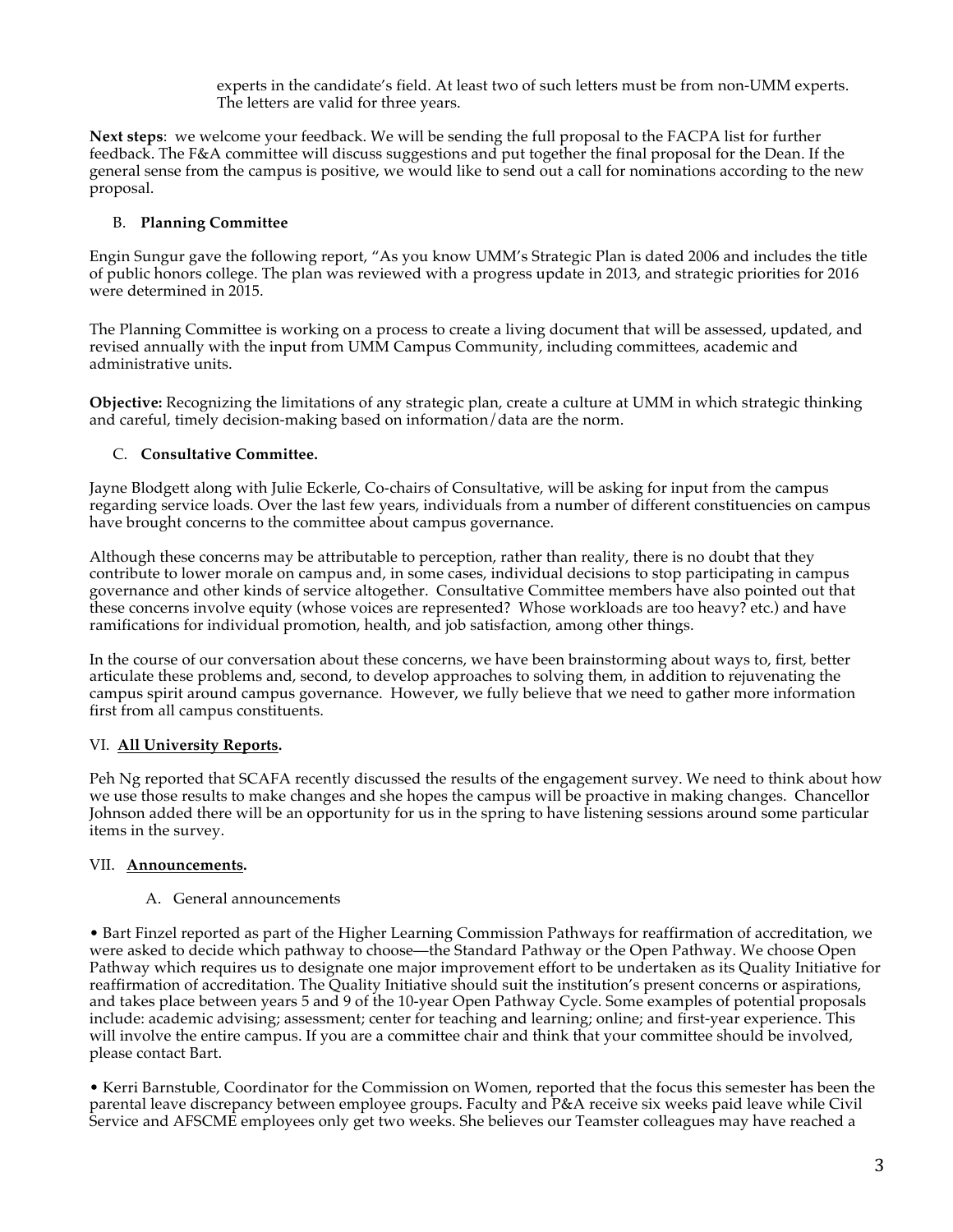experts in the candidate's field. At least two of such letters must be from non-UMM experts. The letters are valid for three years.

**Next steps**: we welcome your feedback. We will be sending the full proposal to the FACPA list for further feedback. The F&A committee will discuss suggestions and put together the final proposal for the Dean. If the general sense from the campus is positive, we would like to send out a call for nominations according to the new proposal.

### B. **Planning Committee**

Engin Sungur gave the following report, "As you know UMM's Strategic Plan is dated 2006 and includes the title of public honors college. The plan was reviewed with a progress update in 2013, and strategic priorities for 2016 were determined in 2015.

The Planning Committee is working on a process to create a living document that will be assessed, updated, and revised annually with the input from UMM Campus Community, including committees, academic and administrative units.

**Objective:** Recognizing the limitations of any strategic plan, create a culture at UMM in which strategic thinking and careful, timely decision-making based on information/data are the norm.

### C. **Consultative Committee.**

Jayne Blodgett along with Julie Eckerle, Co-chairs of Consultative, will be asking for input from the campus regarding service loads. Over the last few years, individuals from a number of different constituencies on campus have brought concerns to the committee about campus governance.

Although these concerns may be attributable to perception, rather than reality, there is no doubt that they contribute to lower morale on campus and, in some cases, individual decisions to stop participating in campus governance and other kinds of service altogether. Consultative Committee members have also pointed out that these concerns involve equity (whose voices are represented? Whose workloads are too heavy? etc.) and have ramifications for individual promotion, health, and job satisfaction, among other things.

In the course of our conversation about these concerns, we have been brainstorming about ways to, first, better articulate these problems and, second, to develop approaches to solving them, in addition to rejuvenating the campus spirit around campus governance. However, we fully believe that we need to gather more information first from all campus constituents.

## VI. **All University Reports.**

Peh Ng reported that SCAFA recently discussed the results of the engagement survey. We need to think about how we use those results to make changes and she hopes the campus will be proactive in making changes. Chancellor Johnson added there will be an opportunity for us in the spring to have listening sessions around some particular items in the survey.

## VII. **Announcements.**

### A. General announcements

• Bart Finzel reported as part of the Higher Learning Commission Pathways for reaffirmation of accreditation, we were asked to decide which pathway to choose—the Standard Pathway or the Open Pathway. We choose Open Pathway which requires us to designate one major improvement effort to be undertaken as its Quality Initiative for reaffirmation of accreditation. The Quality Initiative should suit the institution's present concerns or aspirations, and takes place between years 5 and 9 of the 10-year Open Pathway Cycle. Some examples of potential proposals include: academic advising; assessment; center for teaching and learning; online; and first-year experience. This will involve the entire campus. If you are a committee chair and think that your committee should be involved, please contact Bart.

• Kerri Barnstuble, Coordinator for the Commission on Women, reported that the focus this semester has been the parental leave discrepancy between employee groups. Faculty and P&A receive six weeks paid leave while Civil Service and AFSCME employees only get two weeks. She believes our Teamster colleagues may have reached a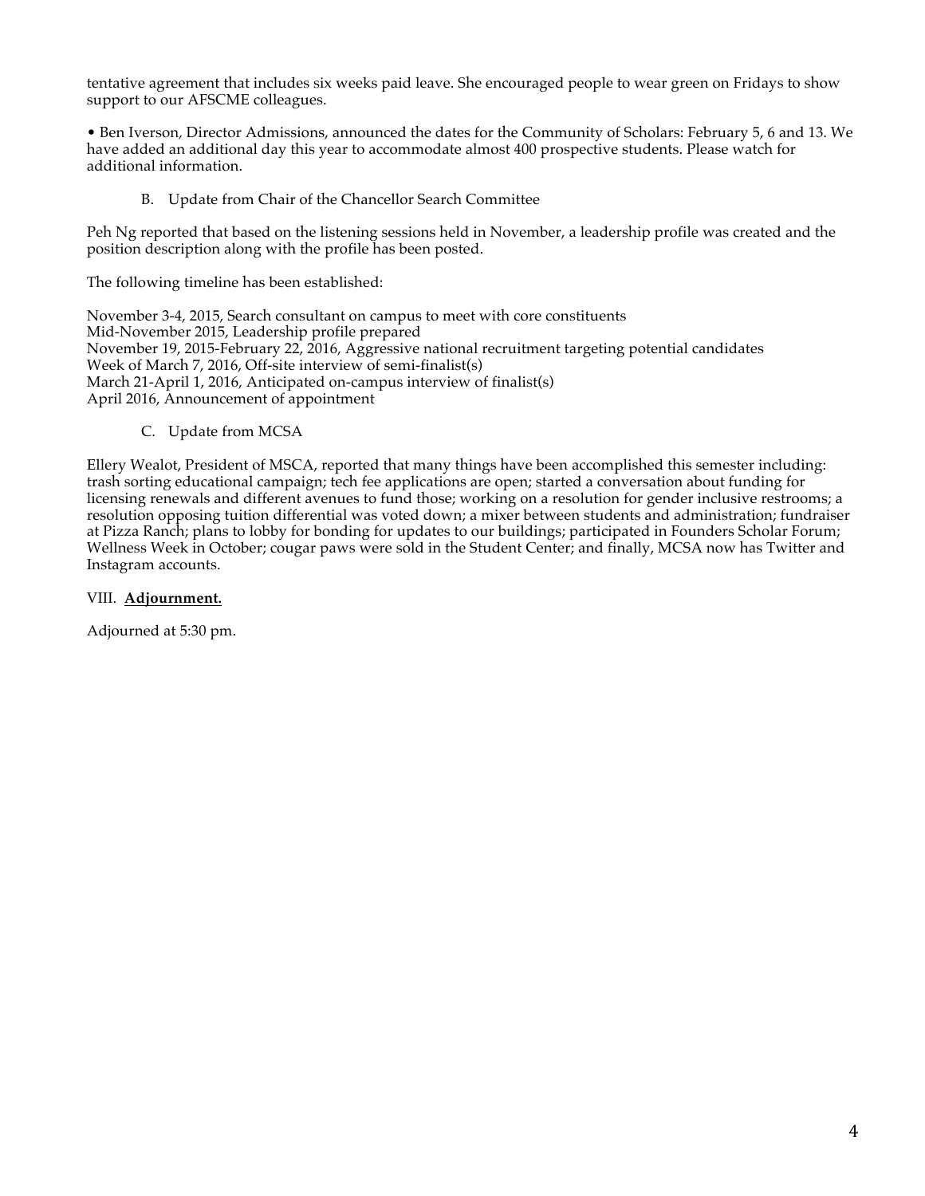tentative agreement that includes six weeks paid leave. She encouraged people to wear green on Fridays to show support to our AFSCME colleagues.

• Ben Iverson, Director Admissions, announced the dates for the Community of Scholars: February 5, 6 and 13. We have added an additional day this year to accommodate almost 400 prospective students. Please watch for additional information.

B. Update from Chair of the Chancellor Search Committee

Peh Ng reported that based on the listening sessions held in November, a leadership profile was created and the position description along with the profile has been posted.

The following timeline has been established:

November 3-4, 2015, Search consultant on campus to meet with core constituents
Mid-November 2015, Leadership profile prepared
November 19, 2015-February 22, 2016, Aggressive national recruitment targeting potential candidates
Week of March 7, 2016, Off-site interview of semi-finalist(s)
March 21-April 1, 2016, Anticipated on-campus interview of finalist(s)
April 2016, Announcement of appointment

C. Update from MCSA

Ellery Wealot, President of MSCA, reported that many things have been accomplished this semester including: trash sorting educational campaign; tech fee applications are open; started a conversation about funding for licensing renewals and different avenues to fund those; working on a resolution for gender inclusive restrooms; a resolution opposing tuition differential was voted down; a mixer between students and administration; fundraiser at Pizza Ranch; plans to lobby for bonding for updates to our buildings; participated in Founders Scholar Forum; Wellness Week in October; cougar paws were sold in the Student Center; and finally, MCSA now has Twitter and Instagram accounts.

VIII. **Adjournment.**

Adjourned at 5:30 pm.